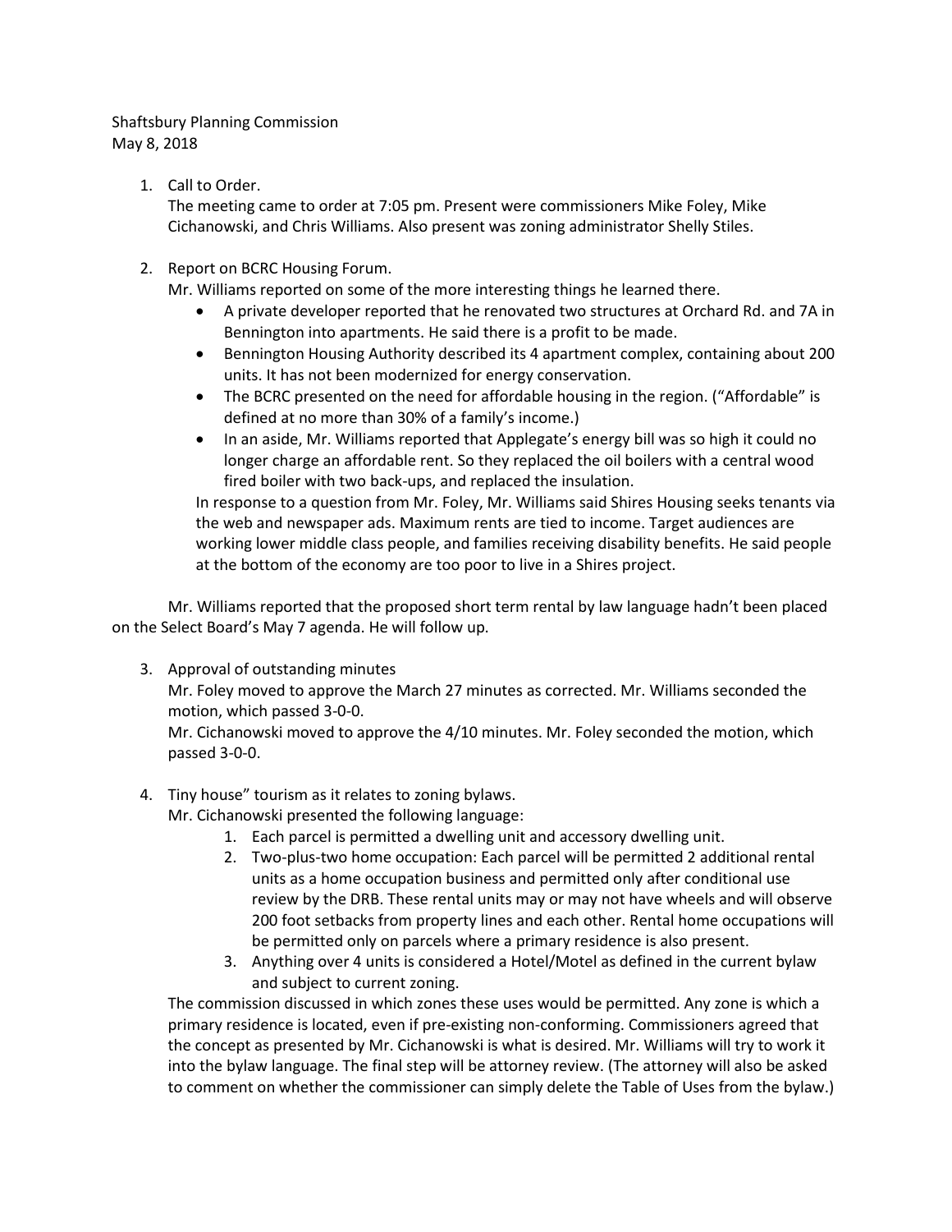Shaftsbury Planning Commission
May 8, 2018

1. Call to Order.
   The meeting came to order at 7:05 pm. Present were commissioners Mike Foley, Mike Cichanowski, and Chris Williams. Also present was zoning administrator Shelly Stiles.

2. Report on BCRC Housing Forum.
   Mr. Williams reported on some of the more interesting things he learned there.
   - A private developer reported that he renovated two structures at Orchard Rd. and 7A in Bennington into apartments. He said there is a profit to be made.
   - Bennington Housing Authority described its 4 apartment complex, containing about 200 units. It has not been modernized for energy conservation.
   - The BCRC presented on the need for affordable housing in the region. ("Affordable" is defined at no more than 30% of a family's income.)
   - In an aside, Mr. Williams reported that Applegate's energy bill was so high it could no longer charge an affordable rent. So they replaced the oil boilers with a central wood fired boiler with two back-ups, and replaced the insulation.

   In response to a question from Mr. Foley, Mr. Williams said Shires Housing seeks tenants via the web and newspaper ads. Maximum rents are tied to income. Target audiences are working lower middle class people, and families receiving disability benefits. He said people at the bottom of the economy are too poor to live in a Shires project.

Mr. Williams reported that the proposed short term rental by law language hadn't been placed on the Select Board's May 7 agenda. He will follow up.

3. Approval of outstanding minutes
   Mr. Foley moved to approve the March 27 minutes as corrected. Mr. Williams seconded the motion, which passed 3-0-0.
   Mr. Cichanowski moved to approve the 4/10 minutes. Mr. Foley seconded the motion, which passed 3-0-0.

4. Tiny house" tourism as it relates to zoning bylaws.
   Mr. Cichanowski presented the following language:
   1. Each parcel is permitted a dwelling unit and accessory dwelling unit.
   2. Two-plus-two home occupation: Each parcel will be permitted 2 additional rental units as a home occupation business and permitted only after conditional use review by the DRB. These rental units may or may not have wheels and will observe 200 foot setbacks from property lines and each other. Rental home occupations will be permitted only on parcels where a primary residence is also present.
   3. Anything over 4 units is considered a Hotel/Motel as defined in the current bylaw and subject to current zoning.

   The commission discussed in which zones these uses would be permitted. Any zone is which a primary residence is located, even if pre-existing non-conforming. Commissioners agreed that the concept as presented by Mr. Cichanowski is what is desired. Mr. Williams will try to work it into the bylaw language. The final step will be attorney review. (The attorney will also be asked to comment on whether the commissioner can simply delete the Table of Uses from the bylaw.)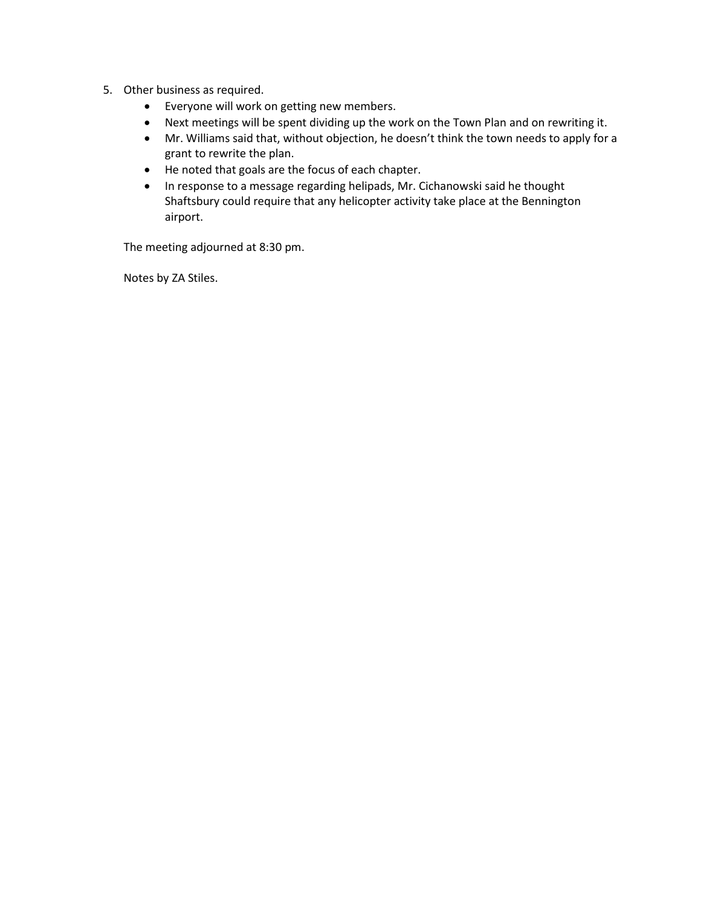5. Other business as required.
    - Everyone will work on getting new members.
    - Next meetings will be spent dividing up the work on the Town Plan and on rewriting it.
    - Mr. Williams said that, without objection, he doesn't think the town needs to apply for a grant to rewrite the plan.
    - He noted that goals are the focus of each chapter.
    - In response to a message regarding helipads, Mr. Cichanowski said he thought Shaftsbury could require that any helicopter activity take place at the Bennington airport.

The meeting adjourned at 8:30 pm.

Notes by ZA Stiles.